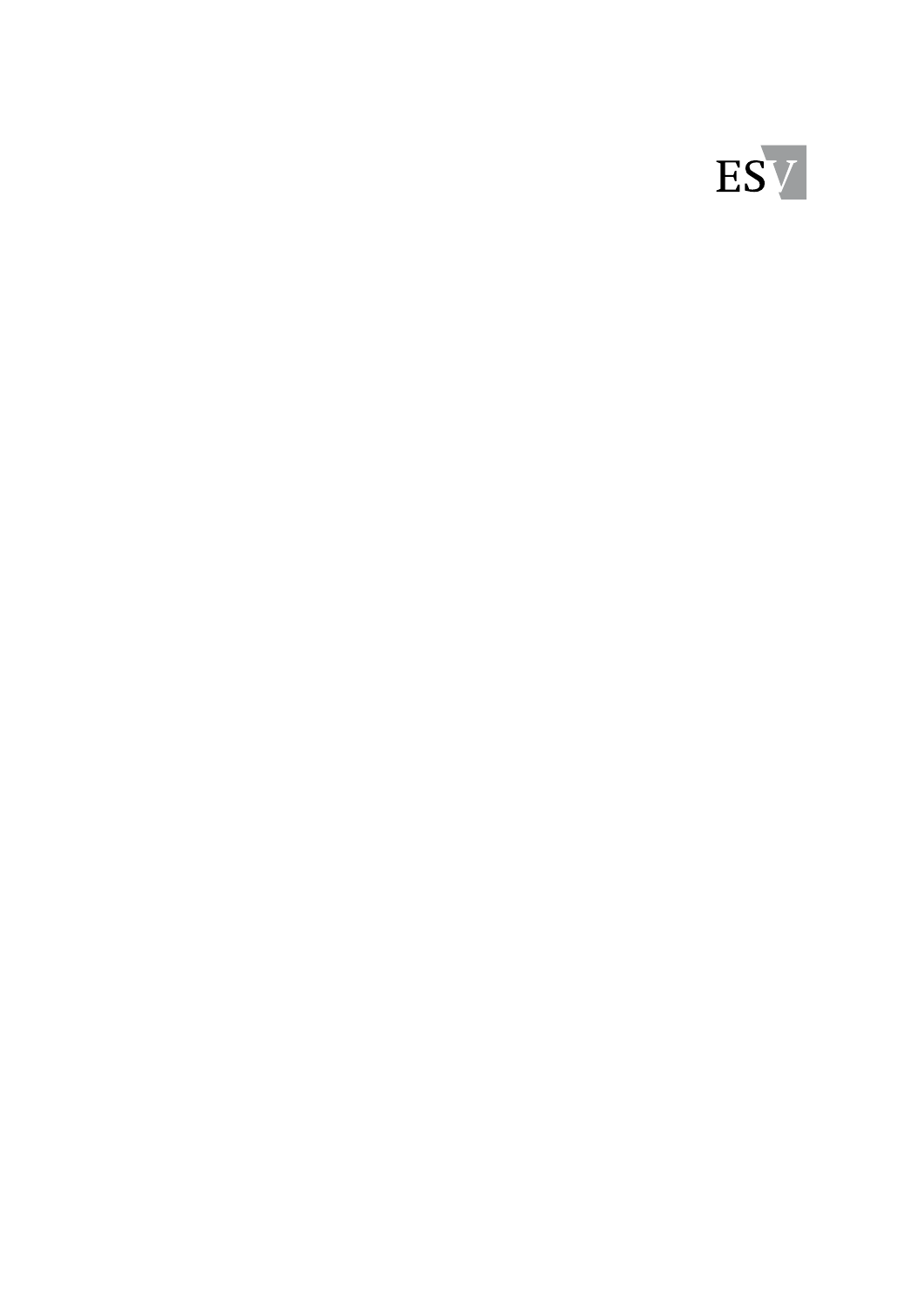ESV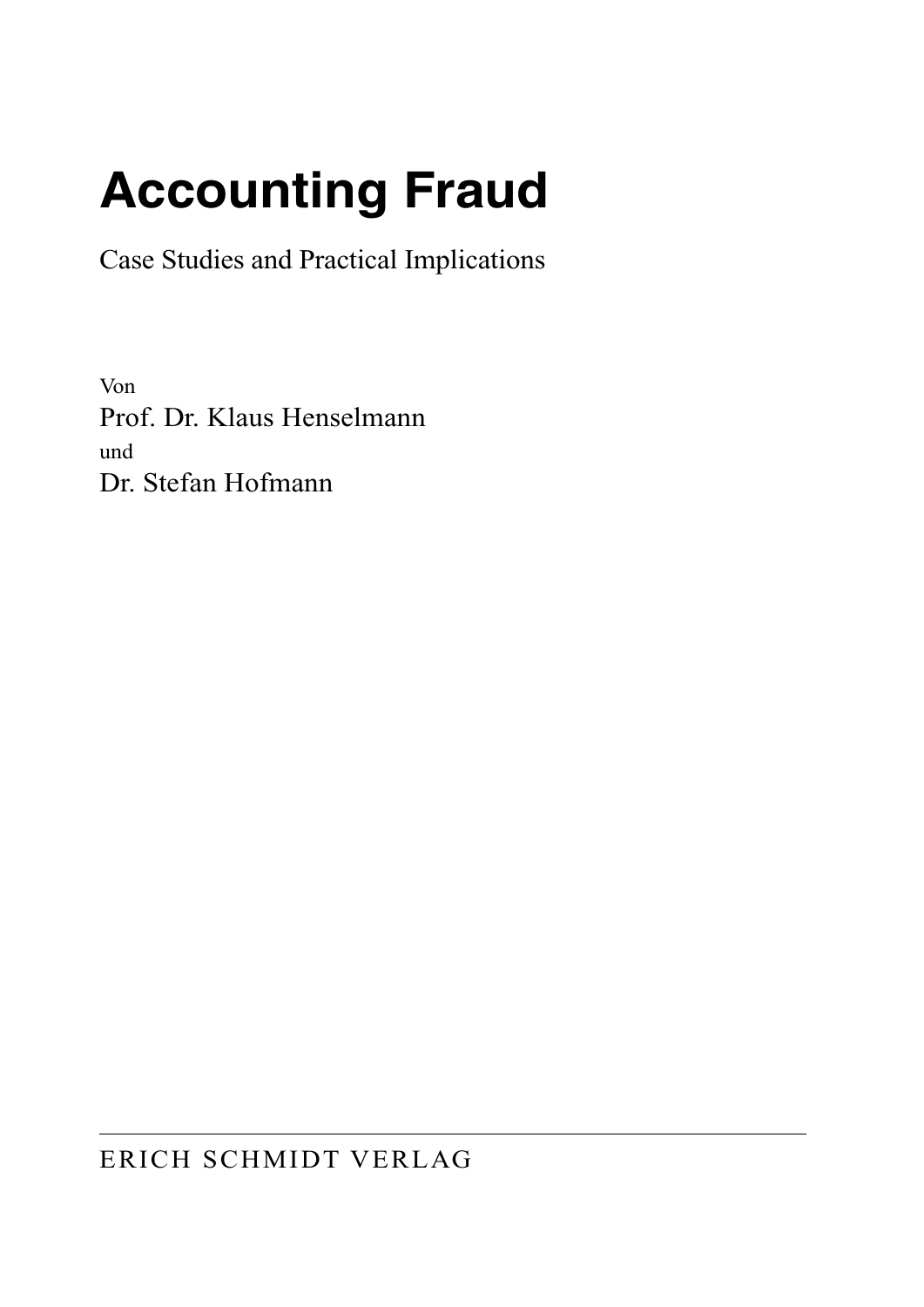# Accounting Fraud

Case Studies and Practical Implications

Von

Prof. Dr. Klaus Henselmann

und

Dr. Stefan Hofmann

---

ERICH SCHMIDT VERLAG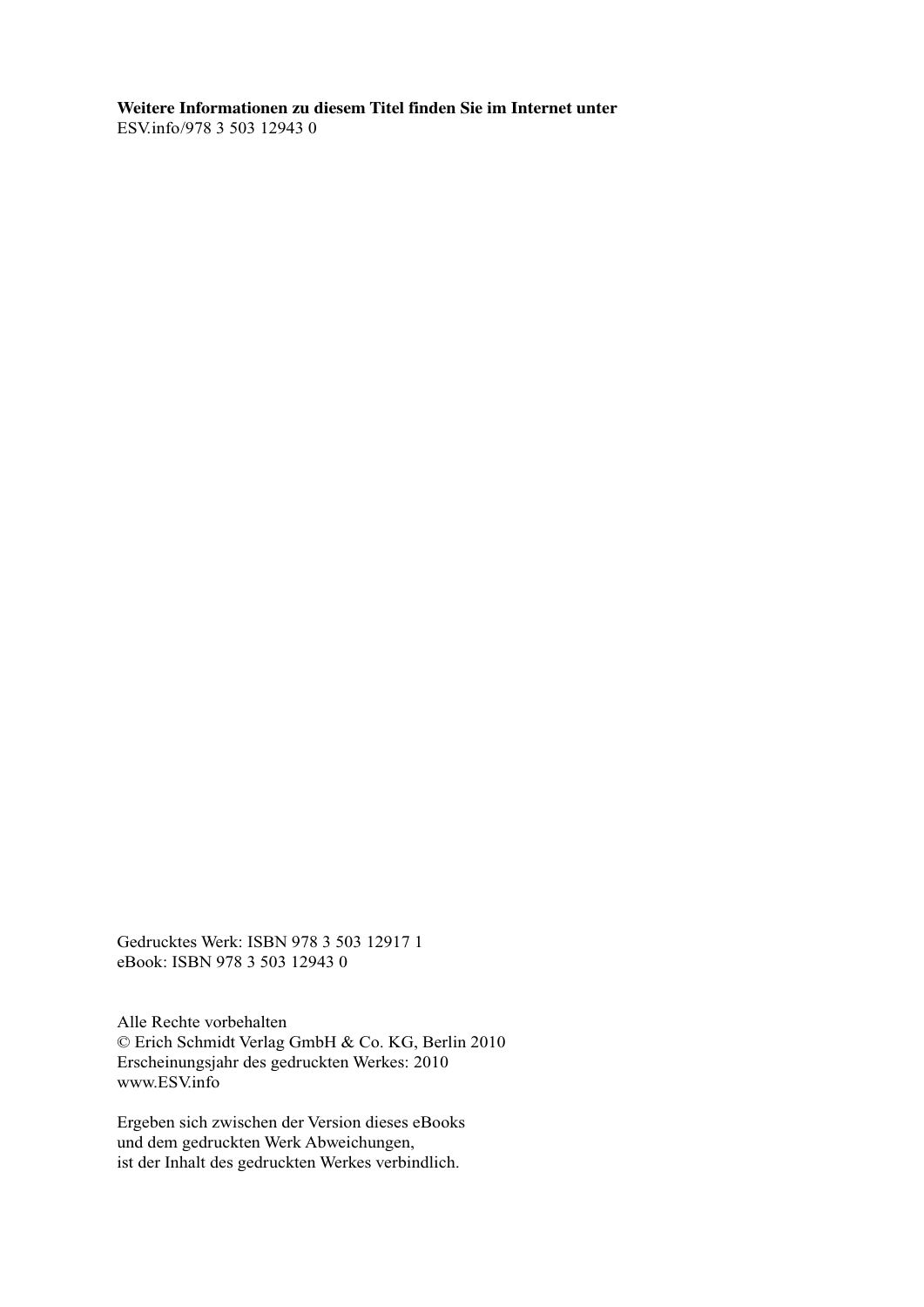**Weitere Informationen zu diesem Titel finden Sie im Internet unter**
ESV.info/978 3 503 12943 0

Gedrucktes Werk: ISBN 978 3 503 12917 1
eBook: ISBN 978 3 503 12943 0

Alle Rechte vorbehalten
© Erich Schmidt Verlag GmbH & Co. KG, Berlin 2010
Erscheinungsjahr des gedruckten Werkes: 2010
www.ESV.info

Ergeben sich zwischen der Version dieses eBooks
und dem gedruckten Werk Abweichungen,
ist der Inhalt des gedruckten Werkes verbindlich.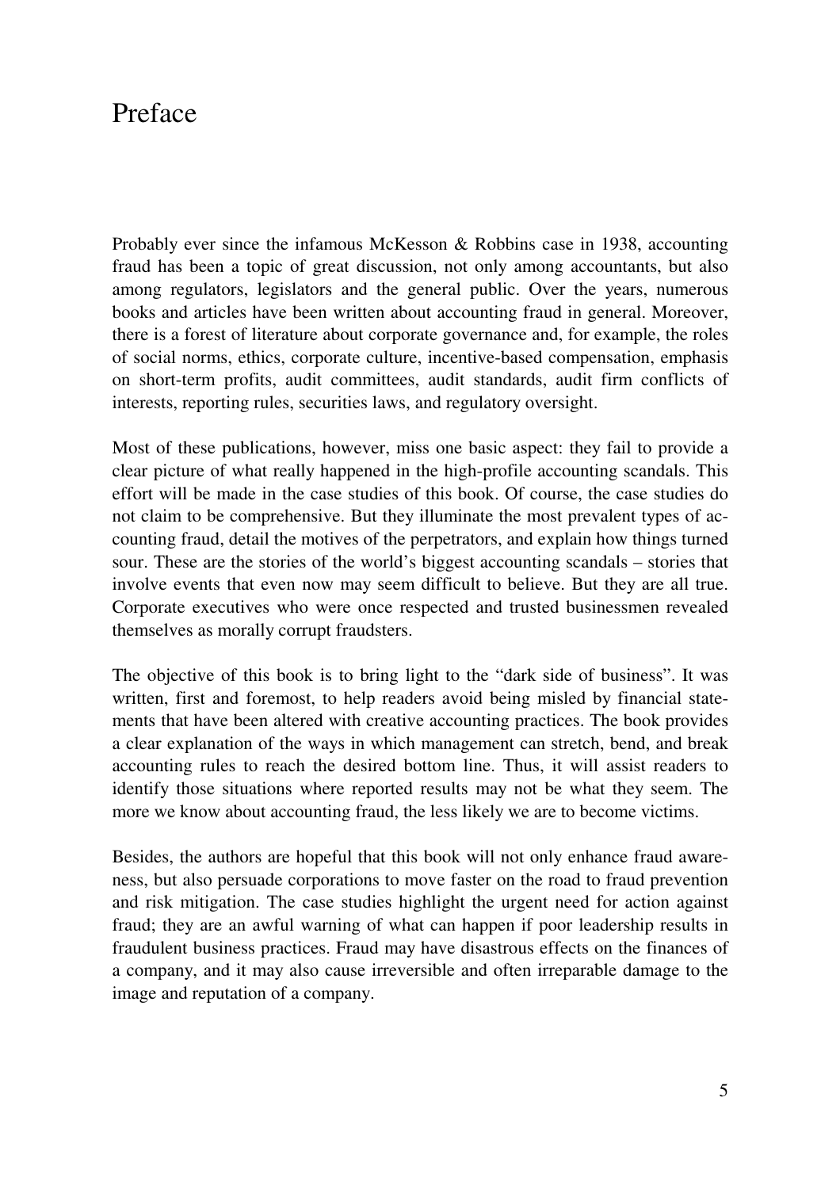# Preface

Probably ever since the infamous McKesson & Robbins case in 1938, accounting fraud has been a topic of great discussion, not only among accountants, but also among regulators, legislators and the general public. Over the years, numerous books and articles have been written about accounting fraud in general. Moreover, there is a forest of literature about corporate governance and, for example, the roles of social norms, ethics, corporate culture, incentive-based compensation, emphasis on short-term profits, audit committees, audit standards, audit firm conflicts of interests, reporting rules, securities laws, and regulatory oversight.

Most of these publications, however, miss one basic aspect: they fail to provide a clear picture of what really happened in the high-profile accounting scandals. This effort will be made in the case studies of this book. Of course, the case studies do not claim to be comprehensive. But they illuminate the most prevalent types of accounting fraud, detail the motives of the perpetrators, and explain how things turned sour. These are the stories of the world's biggest accounting scandals – stories that involve events that even now may seem difficult to believe. But they are all true. Corporate executives who were once respected and trusted businessmen revealed themselves as morally corrupt fraudsters.

The objective of this book is to bring light to the "dark side of business". It was written, first and foremost, to help readers avoid being misled by financial statements that have been altered with creative accounting practices. The book provides a clear explanation of the ways in which management can stretch, bend, and break accounting rules to reach the desired bottom line. Thus, it will assist readers to identify those situations where reported results may not be what they seem. The more we know about accounting fraud, the less likely we are to become victims.

Besides, the authors are hopeful that this book will not only enhance fraud awareness, but also persuade corporations to move faster on the road to fraud prevention and risk mitigation. The case studies highlight the urgent need for action against fraud; they are an awful warning of what can happen if poor leadership results in fraudulent business practices. Fraud may have disastrous effects on the finances of a company, and it may also cause irreversible and often irreparable damage to the image and reputation of a company.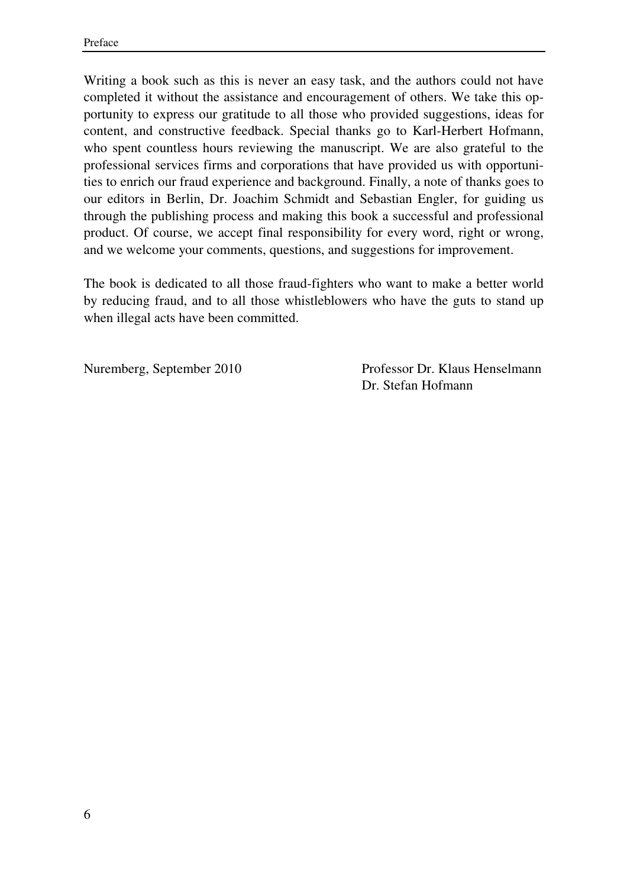Writing a book such as this is never an easy task, and the authors could not have completed it without the assistance and encouragement of others. We take this opportunity to express our gratitude to all those who provided suggestions, ideas for content, and constructive feedback. Special thanks go to Karl-Herbert Hofmann, who spent countless hours reviewing the manuscript. We are also grateful to the professional services firms and corporations that have provided us with opportunities to enrich our fraud experience and background. Finally, a note of thanks goes to our editors in Berlin, Dr. Joachim Schmidt and Sebastian Engler, for guiding us through the publishing process and making this book a successful and professional product. Of course, we accept final responsibility for every word, right or wrong, and we welcome your comments, questions, and suggestions for improvement.

The book is dedicated to all those fraud-fighters who want to make a better world by reducing fraud, and to all those whistleblowers who have the guts to stand up when illegal acts have been committed.

Nuremberg, September 2010

Professor Dr. Klaus Henselmann
Dr. Stefan Hofmann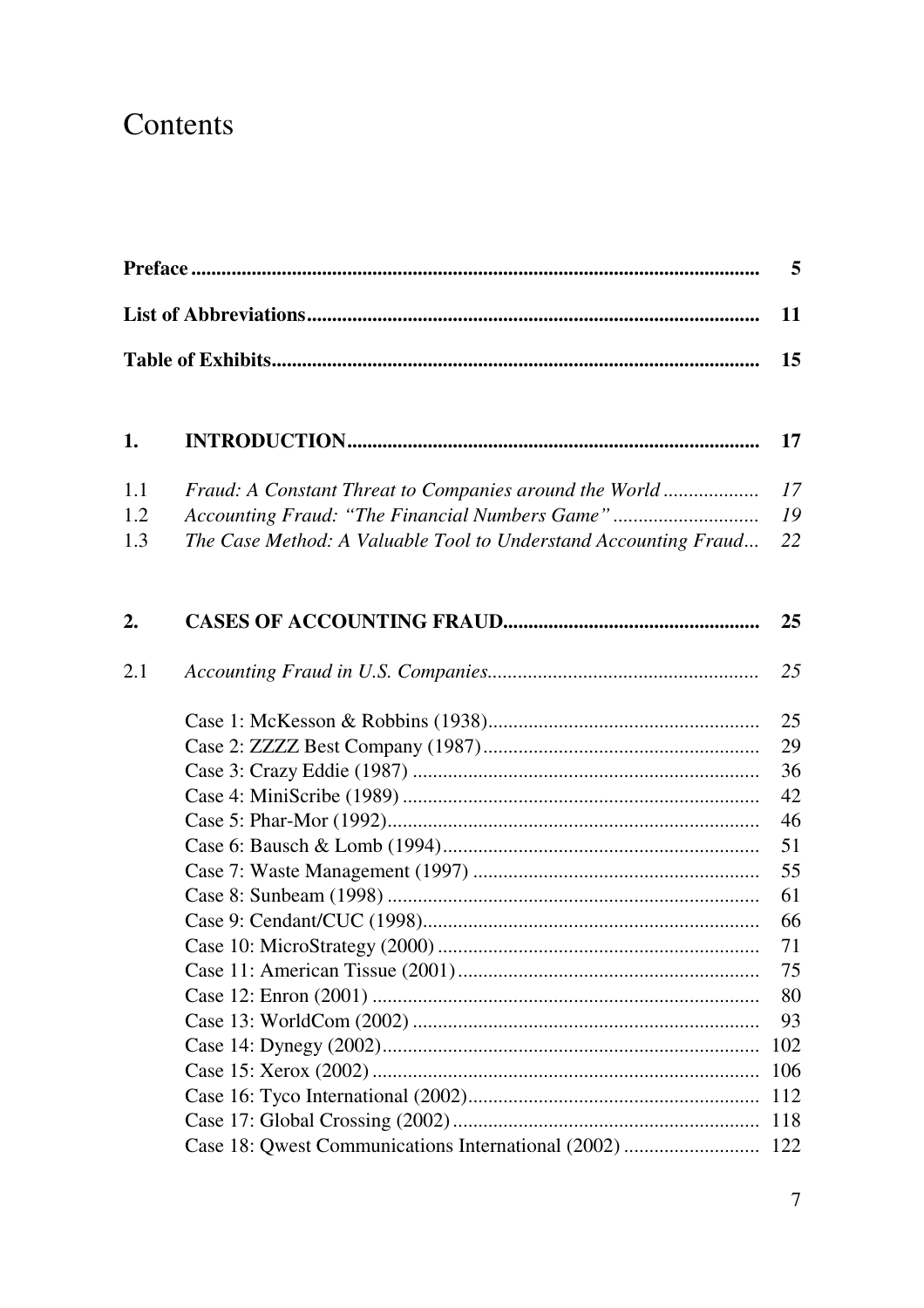# Contents

| | | |
|---|---|---|
| **Preface** | | **5** |
| **List of Abbreviations** | | **11** |
| **Table of Exhibits** | | **15** |
| **1.** | **INTRODUCTION** | **17** |
| 1.1 | *Fraud: A Constant Threat to Companies around the World* | *17* |
| 1.2 | *Accounting Fraud: "The Financial Numbers Game"* | *19* |
| 1.3 | *The Case Method: A Valuable Tool to Understand Accounting Fraud* | *22* |
| **2.** | **CASES OF ACCOUNTING FRAUD** | **25** |
| 2.1 | *Accounting Fraud in U.S. Companies* | *25* |
| | Case 1: McKesson & Robbins (1938) | 25 |
| | Case 2: ZZZZ Best Company (1987) | 29 |
| | Case 3: Crazy Eddie (1987) | 36 |
| | Case 4: MiniScribe (1989) | 42 |
| | Case 5: Phar-Mor (1992) | 46 |
| | Case 6: Bausch & Lomb (1994) | 51 |
| | Case 7: Waste Management (1997) | 55 |
| | Case 8: Sunbeam (1998) | 61 |
| | Case 9: Cendant/CUC (1998) | 66 |
| | Case 10: MicroStrategy (2000) | 71 |
| | Case 11: American Tissue (2001) | 75 |
| | Case 12: Enron (2001) | 80 |
| | Case 13: WorldCom (2002) | 93 |
| | Case 14: Dynegy (2002) | 102 |
| | Case 15: Xerox (2002) | 106 |
| | Case 16: Tyco International (2002) | 112 |
| | Case 17: Global Crossing (2002) | 118 |
| | Case 18: Qwest Communications International (2002) | 122 |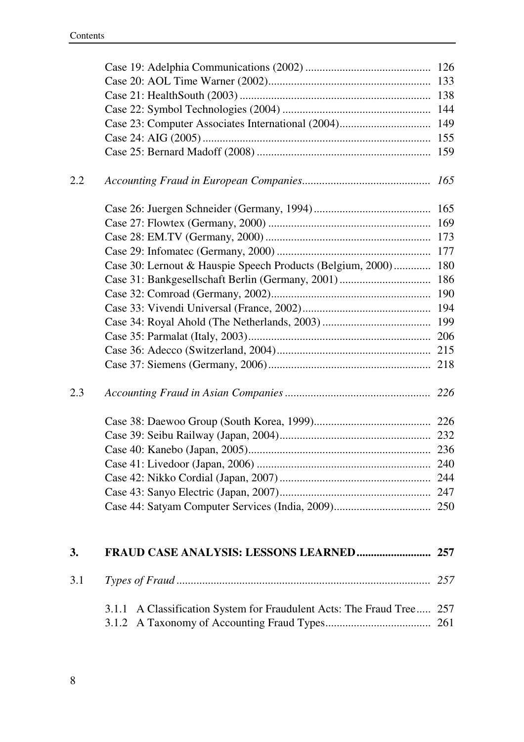Case 19: Adelphia Communications (2002) ... 126
Case 20: AOL Time Warner (2002) ... 133
Case 21: HealthSouth (2003) ... 138
Case 22: Symbol Technologies (2004) ... 144
Case 23: Computer Associates International (2004) ... 149
Case 24: AIG (2005) ... 155
Case 25: Bernard Madoff (2008) ... 159

2.2 *Accounting Fraud in European Companies* ... *165*

Case 26: Juergen Schneider (Germany, 1994) ... 165
Case 27: Flowtex (Germany, 2000) ... 169
Case 28: EM.TV (Germany, 2000) ... 173
Case 29: Infomatec (Germany, 2000) ... 177
Case 30: Lernout & Hauspie Speech Products (Belgium, 2000) ... 180
Case 31: Bankgesellschaft Berlin (Germany, 2001) ... 186
Case 32: Comroad (Germany, 2002) ... 190
Case 33: Vivendi Universal (France, 2002) ... 194
Case 34: Royal Ahold (The Netherlands, 2003) ... 199
Case 35: Parmalat (Italy, 2003) ... 206
Case 36: Adecco (Switzerland, 2004) ... 215
Case 37: Siemens (Germany, 2006) ... 218

2.3 *Accounting Fraud in Asian Companies* ... *226*

Case 38: Daewoo Group (South Korea, 1999) ... 226
Case 39: Seibu Railway (Japan, 2004) ... 232
Case 40: Kanebo (Japan, 2005) ... 236
Case 41: Livedoor (Japan, 2006) ... 240
Case 42: Nikko Cordial (Japan, 2007) ... 244
Case 43: Sanyo Electric (Japan, 2007) ... 247
Case 44: Satyam Computer Services (India, 2009) ... 250

**3. FRAUD CASE ANALYSIS: LESSONS LEARNED ... 257**

3.1 *Types of Fraud* ... *257*

3.1.1 A Classification System for Fraudulent Acts: The Fraud Tree ... 257
3.1.2 A Taxonomy of Accounting Fraud Types ... 261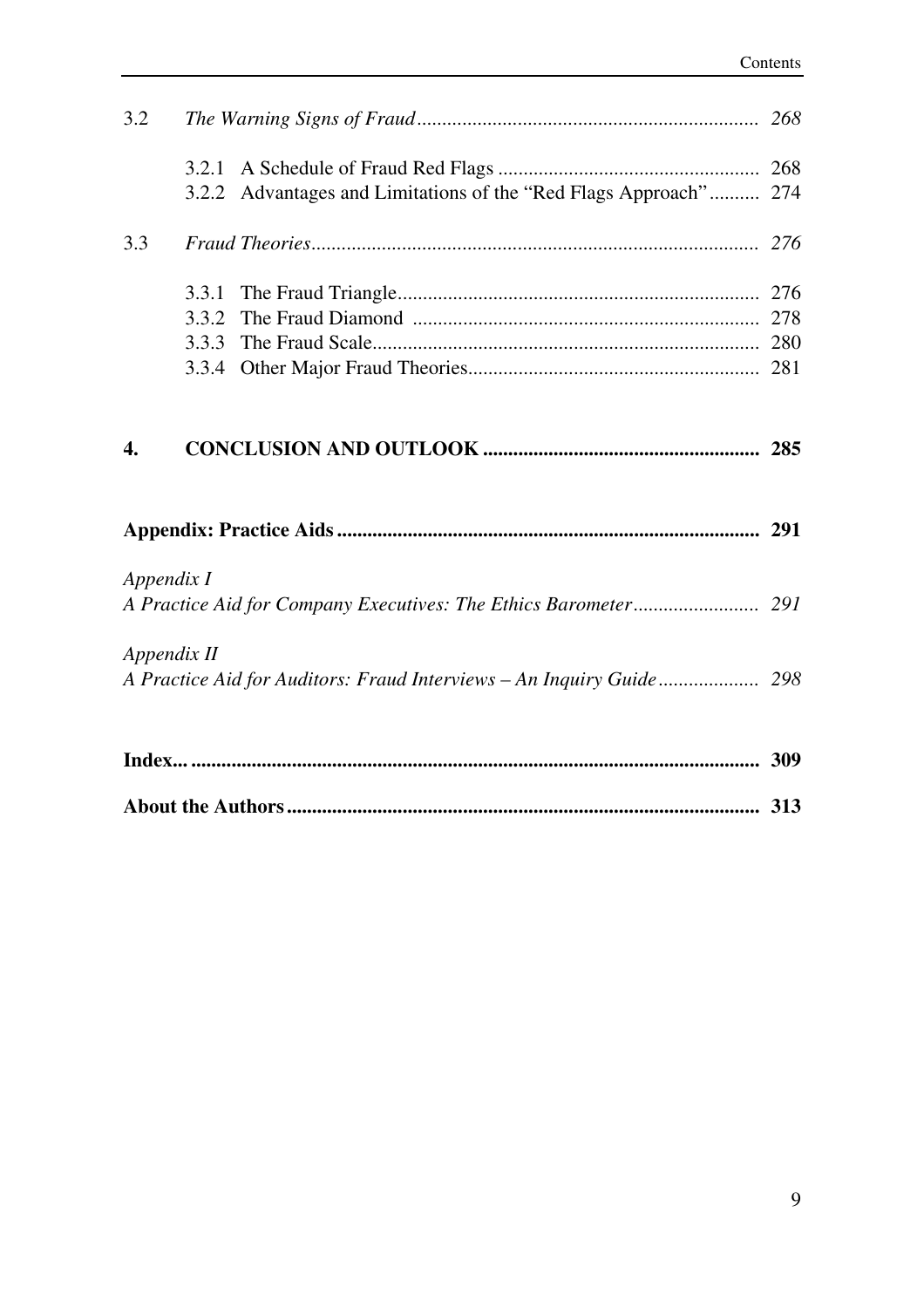3.2 *The Warning Signs of Fraud* ... *268*

- 3.2.1 A Schedule of Fraud Red Flags ... 268
- 3.2.2 Advantages and Limitations of the "Red Flags Approach" ... 274

3.3 *Fraud Theories* ... *276*

- 3.3.1 The Fraud Triangle ... 276
- 3.3.2 The Fraud Diamond ... 278
- 3.3.3 The Fraud Scale ... 280
- 3.3.4 Other Major Fraud Theories ... 281

**4. CONCLUSION AND OUTLOOK ... 285**

**Appendix: Practice Aids ... 291**

*Appendix I*
*A Practice Aid for Company Executives: The Ethics Barometer ... 291*

*Appendix II*
*A Practice Aid for Auditors: Fraud Interviews – An Inquiry Guide ... 298*

**Index ... 309**

**About the Authors ... 313**